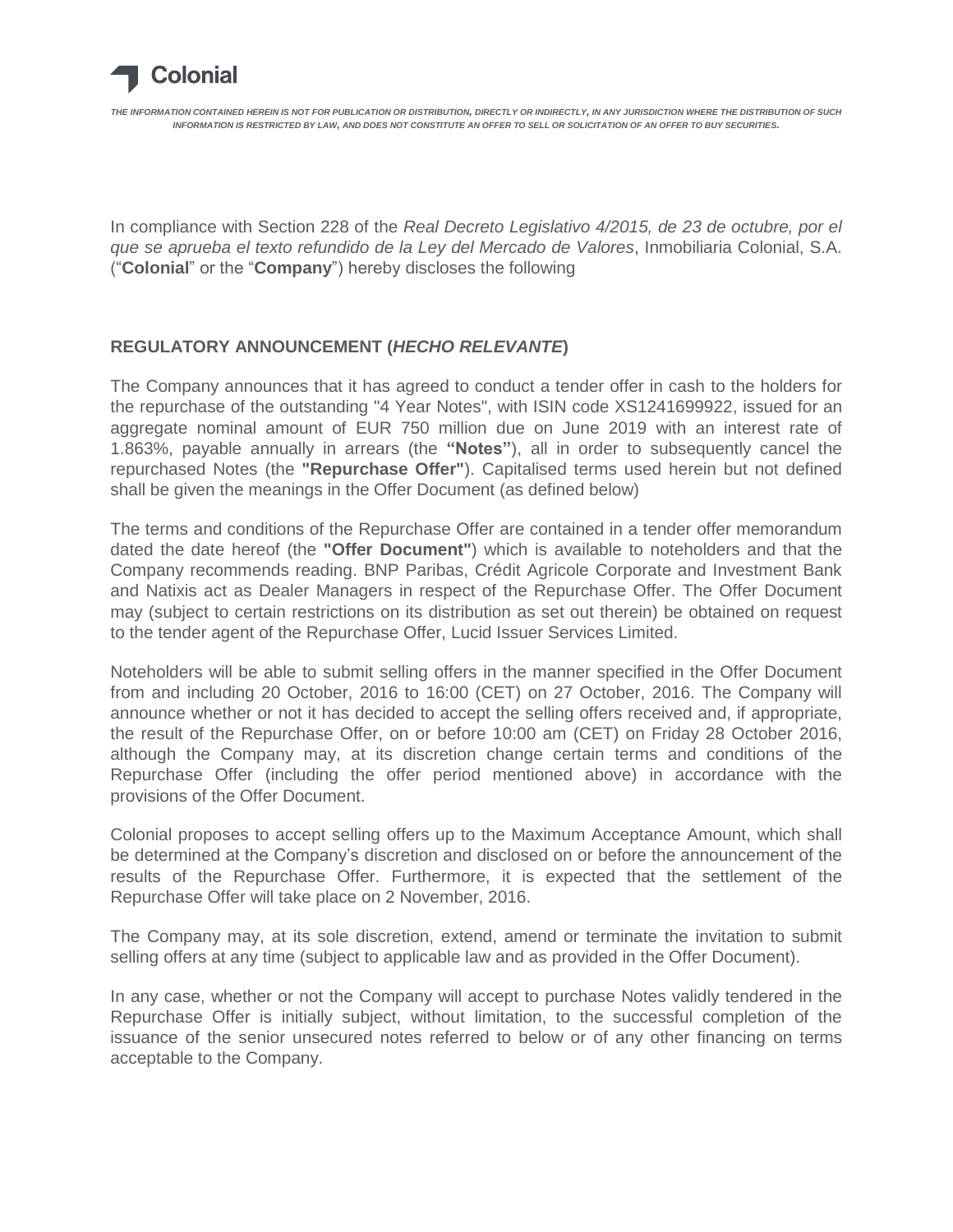Colonial

*THE INFORMATION CONTAINED HEREIN IS NOT FOR PUBLICATION OR DISTRIBUTION, DIRECTLY OR INDIRECTLY, IN ANY JURISDICTION WHERE THE DISTRIBUTION OF SUCH INFORMATION IS RESTRICTED BY LAW, AND DOES NOT CONSTITUTE AN OFFER TO SELL OR SOLICITATION OF AN OFFER TO BUY SECURITIES.*

In compliance with Section 228 of the *Real Decreto Legislativo 4/2015, de 23 de octubre, por el que se aprueba el texto refundido de la Ley del Mercado de Valores*, Inmobiliaria Colonial, S.A. ("**Colonial**" or the "**Company**") hereby discloses the following

## REGULATORY ANNOUNCEMENT (*HECHO RELEVANTE*)

The Company announces that it has agreed to conduct a tender offer in cash to the holders for the repurchase of the outstanding "4 Year Notes", with ISIN code XS1241699922, issued for an aggregate nominal amount of EUR 750 million due on June 2019 with an interest rate of 1.863%, payable annually in arrears (the **"Notes"**), all in order to subsequently cancel the repurchased Notes (the **"Repurchase Offer"**). Capitalised terms used herein but not defined shall be given the meanings in the Offer Document (as defined below)

The terms and conditions of the Repurchase Offer are contained in a tender offer memorandum dated the date hereof (the **"Offer Document"**) which is available to noteholders and that the Company recommends reading. BNP Paribas, Crédit Agricole Corporate and Investment Bank and Natixis act as Dealer Managers in respect of the Repurchase Offer. The Offer Document may (subject to certain restrictions on its distribution as set out therein) be obtained on request to the tender agent of the Repurchase Offer, Lucid Issuer Services Limited.

Noteholders will be able to submit selling offers in the manner specified in the Offer Document from and including 20 October, 2016 to 16:00 (CET) on 27 October, 2016. The Company will announce whether or not it has decided to accept the selling offers received and, if appropriate, the result of the Repurchase Offer, on or before 10:00 am (CET) on Friday 28 October 2016, although the Company may, at its discretion change certain terms and conditions of the Repurchase Offer (including the offer period mentioned above) in accordance with the provisions of the Offer Document.

Colonial proposes to accept selling offers up to the Maximum Acceptance Amount, which shall be determined at the Company's discretion and disclosed on or before the announcement of the results of the Repurchase Offer. Furthermore, it is expected that the settlement of the Repurchase Offer will take place on 2 November, 2016.

The Company may, at its sole discretion, extend, amend or terminate the invitation to submit selling offers at any time (subject to applicable law and as provided in the Offer Document).

In any case, whether or not the Company will accept to purchase Notes validly tendered in the Repurchase Offer is initially subject, without limitation, to the successful completion of the issuance of the senior unsecured notes referred to below or of any other financing on terms acceptable to the Company.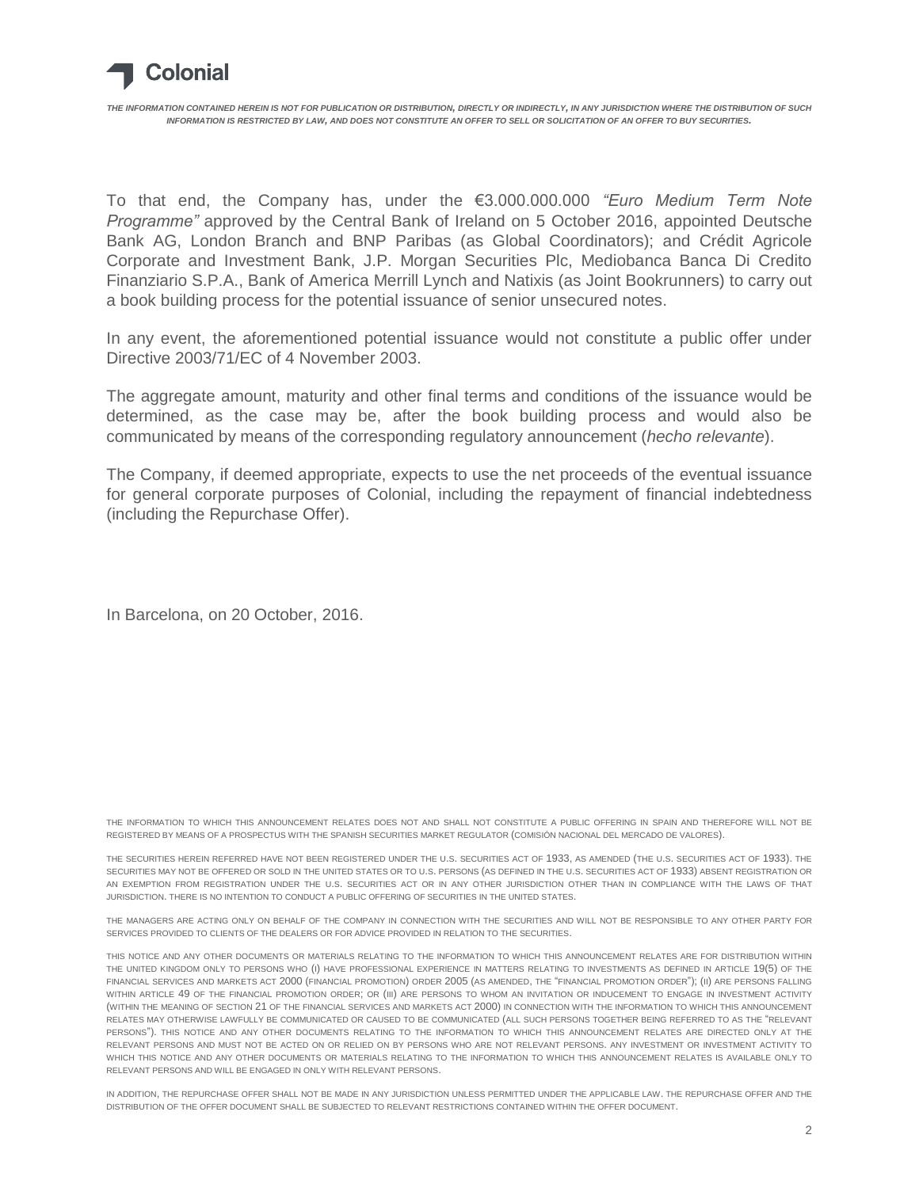**Colonial**

***THE INFORMATION CONTAINED HEREIN IS NOT FOR PUBLICATION OR DISTRIBUTION, DIRECTLY OR INDIRECTLY, IN ANY JURISDICTION WHERE THE DISTRIBUTION OF SUCH INFORMATION IS RESTRICTED BY LAW, AND DOES NOT CONSTITUTE AN OFFER TO SELL OR SOLICITATION OF AN OFFER TO BUY SECURITIES.***

To that end, the Company has, under the €3.000.000.000 *"Euro Medium Term Note Programme"* approved by the Central Bank of Ireland on 5 October 2016, appointed Deutsche Bank AG, London Branch and BNP Paribas (as Global Coordinators); and Crédit Agricole Corporate and Investment Bank, J.P. Morgan Securities Plc, Mediobanca Banca Di Credito Finanziario S.P.A., Bank of America Merrill Lynch and Natixis (as Joint Bookrunners) to carry out a book building process for the potential issuance of senior unsecured notes.

In any event, the aforementioned potential issuance would not constitute a public offer under Directive 2003/71/EC of 4 November 2003.

The aggregate amount, maturity and other final terms and conditions of the issuance would be determined, as the case may be, after the book building process and would also be communicated by means of the corresponding regulatory announcement (*hecho relevante*).

The Company, if deemed appropriate, expects to use the net proceeds of the eventual issuance for general corporate purposes of Colonial, including the repayment of financial indebtedness (including the Repurchase Offer).

In Barcelona, on 20 October, 2016.

THE INFORMATION TO WHICH THIS ANNOUNCEMENT RELATES DOES NOT AND SHALL NOT CONSTITUTE A PUBLIC OFFERING IN SPAIN AND THEREFORE WILL NOT BE REGISTERED BY MEANS OF A PROSPECTUS WITH THE SPANISH SECURITIES MARKET REGULATOR (COMISIÓN NACIONAL DEL MERCADO DE VALORES).

THE SECURITIES HEREIN REFERRED HAVE NOT BEEN REGISTERED UNDER THE U.S. SECURITIES ACT OF 1933, AS AMENDED (THE U.S. SECURITIES ACT OF 1933). THE SECURITIES MAY NOT BE OFFERED OR SOLD IN THE UNITED STATES OR TO U.S. PERSONS (AS DEFINED IN THE U.S. SECURITIES ACT OF 1933) ABSENT REGISTRATION OR AN EXEMPTION FROM REGISTRATION UNDER THE U.S. SECURITIES ACT OR IN ANY OTHER JURISDICTION OTHER THAN IN COMPLIANCE WITH THE LAWS OF THAT JURISDICTION. THERE IS NO INTENTION TO CONDUCT A PUBLIC OFFERING OF SECURITIES IN THE UNITED STATES.

THE MANAGERS ARE ACTING ONLY ON BEHALF OF THE COMPANY IN CONNECTION WITH THE SECURITIES AND WILL NOT BE RESPONSIBLE TO ANY OTHER PARTY FOR SERVICES PROVIDED TO CLIENTS OF THE DEALERS OR FOR ADVICE PROVIDED IN RELATION TO THE SECURITIES.

THIS NOTICE AND ANY OTHER DOCUMENTS OR MATERIALS RELATING TO THE INFORMATION TO WHICH THIS ANNOUNCEMENT RELATES ARE FOR DISTRIBUTION WITHIN THE UNITED KINGDOM ONLY TO PERSONS WHO (I) HAVE PROFESSIONAL EXPERIENCE IN MATTERS RELATING TO INVESTMENTS AS DEFINED IN ARTICLE 19(5) OF THE FINANCIAL SERVICES AND MARKETS ACT 2000 (FINANCIAL PROMOTION) ORDER 2005 (AS AMENDED, THE "FINANCIAL PROMOTION ORDER"); (II) ARE PERSONS FALLING WITHIN ARTICLE 49 OF THE FINANCIAL PROMOTION ORDER; OR (III) ARE PERSONS TO WHOM AN INVITATION OR INDUCEMENT TO ENGAGE IN INVESTMENT ACTIVITY (WITHIN THE MEANING OF SECTION 21 OF THE FINANCIAL SERVICES AND MARKETS ACT 2000) IN CONNECTION WITH THE INFORMATION TO WHICH THIS ANNOUNCEMENT RELATES MAY OTHERWISE LAWFULLY BE COMMUNICATED OR CAUSED TO BE COMMUNICATED (ALL SUCH PERSONS TOGETHER BEING REFERRED TO AS THE "RELEVANT PERSONS"). THIS NOTICE AND ANY OTHER DOCUMENTS RELATING TO THE INFORMATION TO WHICH THIS ANNOUNCEMENT RELATES ARE DIRECTED ONLY AT THE RELEVANT PERSONS AND MUST NOT BE ACTED ON OR RELIED ON BY PERSONS WHO ARE NOT RELEVANT PERSONS. ANY INVESTMENT OR INVESTMENT ACTIVITY TO WHICH THIS NOTICE AND ANY OTHER DOCUMENTS OR MATERIALS RELATING TO THE INFORMATION TO WHICH THIS ANNOUNCEMENT RELATES IS AVAILABLE ONLY TO RELEVANT PERSONS AND WILL BE ENGAGED IN ONLY WITH RELEVANT PERSONS.

IN ADDITION, THE REPURCHASE OFFER SHALL NOT BE MADE IN ANY JURISDICTION UNLESS PERMITTED UNDER THE APPLICABLE LAW. THE REPURCHASE OFFER AND THE DISTRIBUTION OF THE OFFER DOCUMENT SHALL BE SUBJECTED TO RELEVANT RESTRICTIONS CONTAINED WITHIN THE OFFER DOCUMENT.